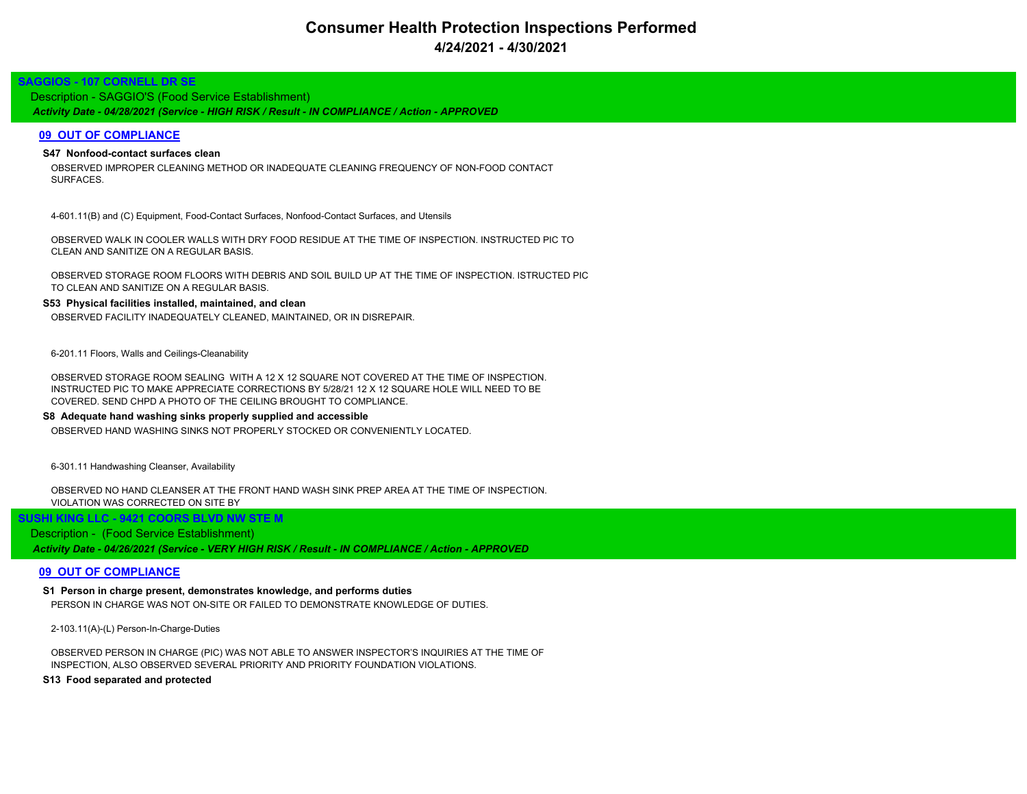# Consumer Health Protection Inspections Performed
## 4/24/2021 - 4/30/2021

### SAGGIOS - 107 CORNELL DR SE

Description - SAGGIO'S (Food Service Establishment)

*Activity Date - 04/28/2021 (Service - HIGH RISK / Result - IN COMPLIANCE / Action - APPROVED*

#### 09 OUT OF COMPLIANCE

**S47 Nonfood-contact surfaces clean**

OBSERVED IMPROPER CLEANING METHOD OR INADEQUATE CLEANING FREQUENCY OF NON-FOOD CONTACT SURFACES.

4-601.11(B) and (C) Equipment, Food-Contact Surfaces, Nonfood-Contact Surfaces, and Utensils

OBSERVED WALK IN COOLER WALLS WITH DRY FOOD RESIDUE AT THE TIME OF INSPECTION. INSTRUCTED PIC TO CLEAN AND SANITIZE ON A REGULAR BASIS.

OBSERVED STORAGE ROOM FLOORS WITH DEBRIS AND SOIL BUILD UP AT THE TIME OF INSPECTION. ISTRUCTED PIC TO CLEAN AND SANITIZE ON A REGULAR BASIS.

**S53 Physical facilities installed, maintained, and clean**

OBSERVED FACILITY INADEQUATELY CLEANED, MAINTAINED, OR IN DISREPAIR.

6-201.11 Floors, Walls and Ceilings-Cleanability

OBSERVED STORAGE ROOM SEALING WITH A 12 X 12 SQUARE NOT COVERED AT THE TIME OF INSPECTION. INSTRUCTED PIC TO MAKE APPRECIATE CORRECTIONS BY 5/28/21 12 X 12 SQUARE HOLE WILL NEED TO BE COVERED. SEND CHPD A PHOTO OF THE CEILING BROUGHT TO COMPLIANCE.

**S8 Adequate hand washing sinks properly supplied and accessible**

OBSERVED HAND WASHING SINKS NOT PROPERLY STOCKED OR CONVENIENTLY LOCATED.

6-301.11 Handwashing Cleanser, Availability

OBSERVED NO HAND CLEANSER AT THE FRONT HAND WASH SINK PREP AREA AT THE TIME OF INSPECTION. VIOLATION WAS CORRECTED ON SITE BY

### SUSHI KING LLC - 9421 COORS BLVD NW STE M

Description - (Food Service Establishment)

*Activity Date - 04/26/2021 (Service - VERY HIGH RISK / Result - IN COMPLIANCE / Action - APPROVED*

#### 09 OUT OF COMPLIANCE

**S1 Person in charge present, demonstrates knowledge, and performs duties**

PERSON IN CHARGE WAS NOT ON-SITE OR FAILED TO DEMONSTRATE KNOWLEDGE OF DUTIES.

2-103.11(A)-(L) Person-In-Charge-Duties

OBSERVED PERSON IN CHARGE (PIC) WAS NOT ABLE TO ANSWER INSPECTOR'S INQUIRIES AT THE TIME OF INSPECTION, ALSO OBSERVED SEVERAL PRIORITY AND PRIORITY FOUNDATION VIOLATIONS.

**S13 Food separated and protected**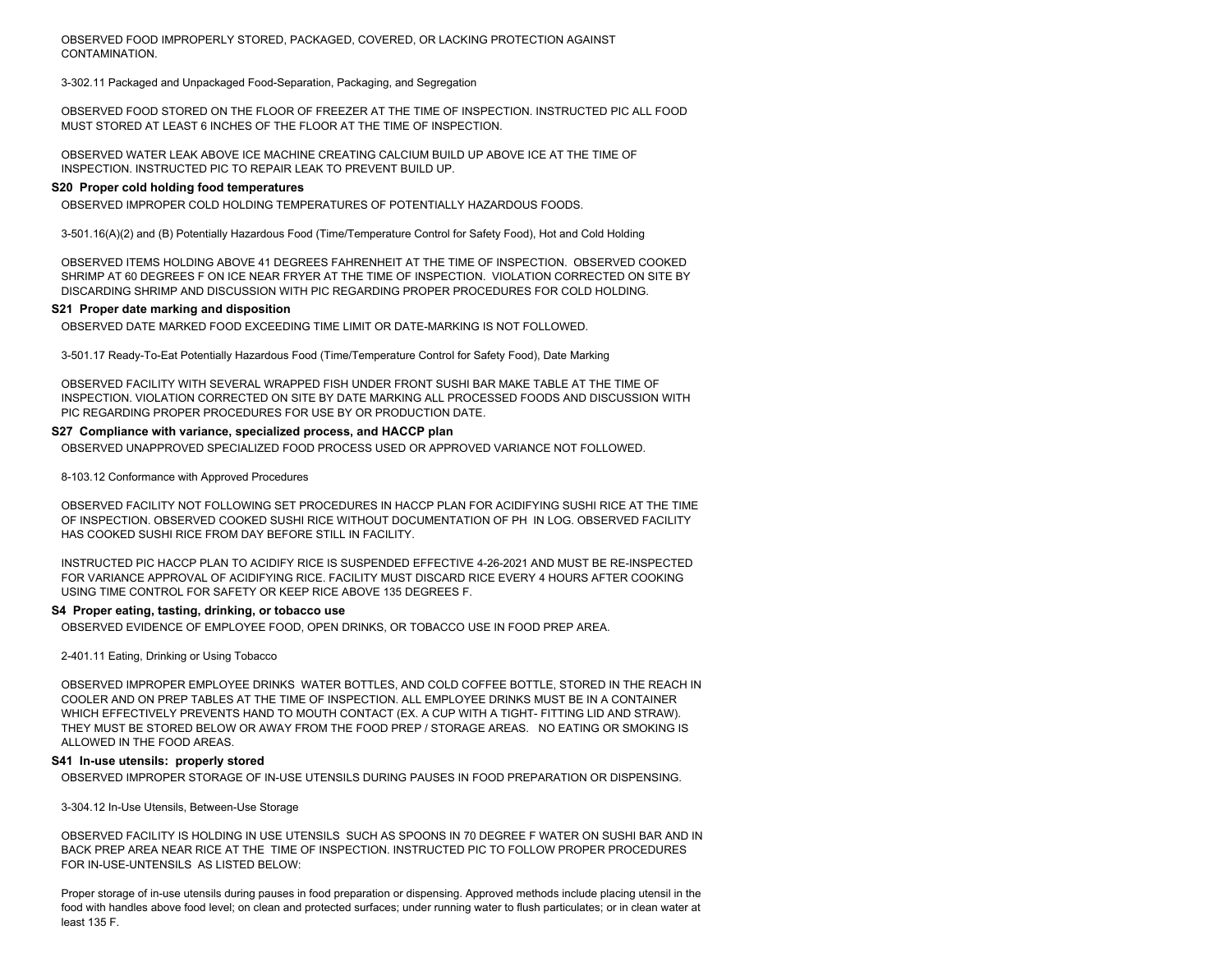OBSERVED FOOD IMPROPERLY STORED, PACKAGED, COVERED, OR LACKING PROTECTION AGAINST CONTAMINATION.

3-302.11 Packaged and Unpackaged Food-Separation, Packaging, and Segregation

OBSERVED FOOD STORED ON THE FLOOR OF FREEZER AT THE TIME OF INSPECTION. INSTRUCTED PIC ALL FOOD MUST STORED AT LEAST 6 INCHES OF THE FLOOR AT THE TIME OF INSPECTION.

OBSERVED WATER LEAK ABOVE ICE MACHINE CREATING CALCIUM BUILD UP ABOVE ICE AT THE TIME OF INSPECTION. INSTRUCTED PIC TO REPAIR LEAK TO PREVENT BUILD UP.

**S20 Proper cold holding food temperatures**

OBSERVED IMPROPER COLD HOLDING TEMPERATURES OF POTENTIALLY HAZARDOUS FOODS.

3-501.16(A)(2) and (B) Potentially Hazardous Food (Time/Temperature Control for Safety Food), Hot and Cold Holding

OBSERVED ITEMS HOLDING ABOVE 41 DEGREES FAHRENHEIT AT THE TIME OF INSPECTION. OBSERVED COOKED SHRIMP AT 60 DEGREES F ON ICE NEAR FRYER AT THE TIME OF INSPECTION. VIOLATION CORRECTED ON SITE BY DISCARDING SHRIMP AND DISCUSSION WITH PIC REGARDING PROPER PROCEDURES FOR COLD HOLDING.

**S21 Proper date marking and disposition**

OBSERVED DATE MARKED FOOD EXCEEDING TIME LIMIT OR DATE-MARKING IS NOT FOLLOWED.

3-501.17 Ready-To-Eat Potentially Hazardous Food (Time/Temperature Control for Safety Food), Date Marking

OBSERVED FACILITY WITH SEVERAL WRAPPED FISH UNDER FRONT SUSHI BAR MAKE TABLE AT THE TIME OF INSPECTION. VIOLATION CORRECTED ON SITE BY DATE MARKING ALL PROCESSED FOODS AND DISCUSSION WITH PIC REGARDING PROPER PROCEDURES FOR USE BY OR PRODUCTION DATE.

**S27 Compliance with variance, specialized process, and HACCP plan**

OBSERVED UNAPPROVED SPECIALIZED FOOD PROCESS USED OR APPROVED VARIANCE NOT FOLLOWED.

8-103.12 Conformance with Approved Procedures

OBSERVED FACILITY NOT FOLLOWING SET PROCEDURES IN HACCP PLAN FOR ACIDIFYING SUSHI RICE AT THE TIME OF INSPECTION. OBSERVED COOKED SUSHI RICE WITHOUT DOCUMENTATION OF PH IN LOG. OBSERVED FACILITY HAS COOKED SUSHI RICE FROM DAY BEFORE STILL IN FACILITY.

INSTRUCTED PIC HACCP PLAN TO ACIDIFY RICE IS SUSPENDED EFFECTIVE 4-26-2021 AND MUST BE RE-INSPECTED FOR VARIANCE APPROVAL OF ACIDIFYING RICE. FACILITY MUST DISCARD RICE EVERY 4 HOURS AFTER COOKING USING TIME CONTROL FOR SAFETY OR KEEP RICE ABOVE 135 DEGREES F.

**S4 Proper eating, tasting, drinking, or tobacco use**

OBSERVED EVIDENCE OF EMPLOYEE FOOD, OPEN DRINKS, OR TOBACCO USE IN FOOD PREP AREA.

2-401.11 Eating, Drinking or Using Tobacco

OBSERVED IMPROPER EMPLOYEE DRINKS WATER BOTTLES, AND COLD COFFEE BOTTLE, STORED IN THE REACH IN COOLER AND ON PREP TABLES AT THE TIME OF INSPECTION. ALL EMPLOYEE DRINKS MUST BE IN A CONTAINER WHICH EFFECTIVELY PREVENTS HAND TO MOUTH CONTACT (EX. A CUP WITH A TIGHT- FITTING LID AND STRAW). THEY MUST BE STORED BELOW OR AWAY FROM THE FOOD PREP / STORAGE AREAS. NO EATING OR SMOKING IS ALLOWED IN THE FOOD AREAS.

**S41 In-use utensils: properly stored**

OBSERVED IMPROPER STORAGE OF IN-USE UTENSILS DURING PAUSES IN FOOD PREPARATION OR DISPENSING.

3-304.12 In-Use Utensils, Between-Use Storage

OBSERVED FACILITY IS HOLDING IN USE UTENSILS SUCH AS SPOONS IN 70 DEGREE F WATER ON SUSHI BAR AND IN BACK PREP AREA NEAR RICE AT THE TIME OF INSPECTION. INSTRUCTED PIC TO FOLLOW PROPER PROCEDURES FOR IN-USE-UNTENSILS AS LISTED BELOW:

Proper storage of in-use utensils during pauses in food preparation or dispensing. Approved methods include placing utensil in the food with handles above food level; on clean and protected surfaces; under running water to flush particulates; or in clean water at least 135 F.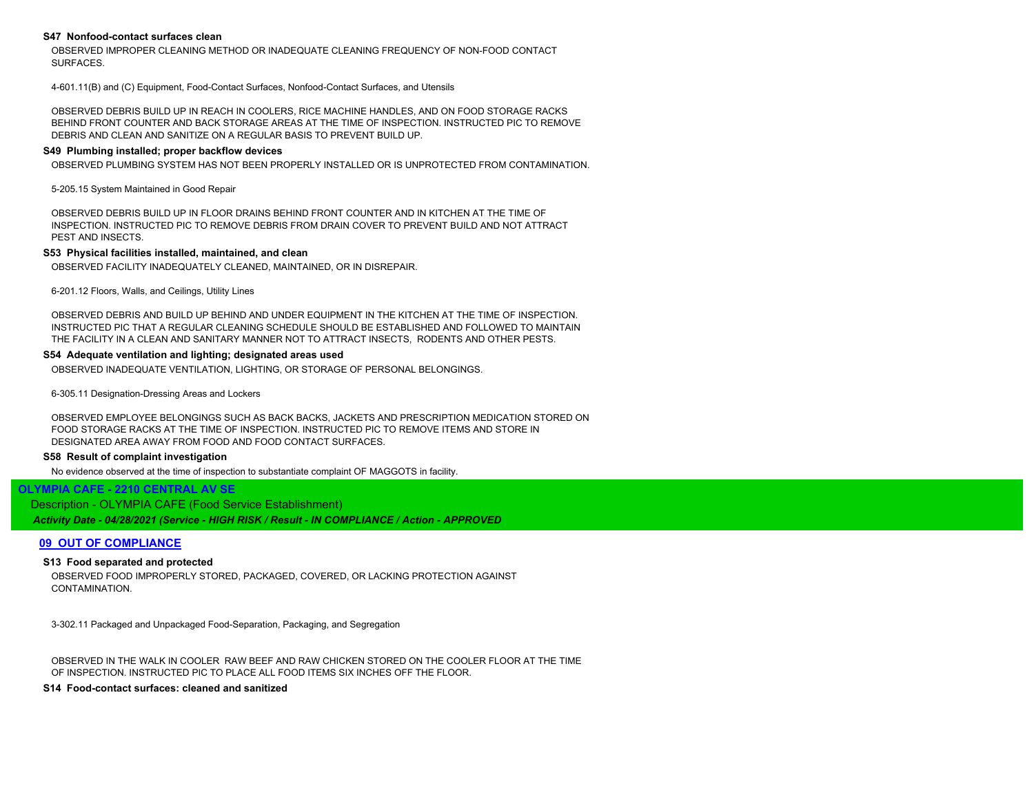**S47 Nonfood-contact surfaces clean**

OBSERVED IMPROPER CLEANING METHOD OR INADEQUATE CLEANING FREQUENCY OF NON-FOOD CONTACT SURFACES.

4-601.11(B) and (C) Equipment, Food-Contact Surfaces, Nonfood-Contact Surfaces, and Utensils

OBSERVED DEBRIS BUILD UP IN REACH IN COOLERS, RICE MACHINE HANDLES, AND ON FOOD STORAGE RACKS BEHIND FRONT COUNTER AND BACK STORAGE AREAS AT THE TIME OF INSPECTION. INSTRUCTED PIC TO REMOVE DEBRIS AND CLEAN AND SANITIZE ON A REGULAR BASIS TO PREVENT BUILD UP.

**S49 Plumbing installed; proper backflow devices**

OBSERVED PLUMBING SYSTEM HAS NOT BEEN PROPERLY INSTALLED OR IS UNPROTECTED FROM CONTAMINATION.

5-205.15 System Maintained in Good Repair

OBSERVED DEBRIS BUILD UP IN FLOOR DRAINS BEHIND FRONT COUNTER AND IN KITCHEN AT THE TIME OF INSPECTION. INSTRUCTED PIC TO REMOVE DEBRIS FROM DRAIN COVER TO PREVENT BUILD AND NOT ATTRACT PEST AND INSECTS.

**S53 Physical facilities installed, maintained, and clean**

OBSERVED FACILITY INADEQUATELY CLEANED, MAINTAINED, OR IN DISREPAIR.

6-201.12 Floors, Walls, and Ceilings, Utility Lines

OBSERVED DEBRIS AND BUILD UP BEHIND AND UNDER EQUIPMENT IN THE KITCHEN AT THE TIME OF INSPECTION. INSTRUCTED PIC THAT A REGULAR CLEANING SCHEDULE SHOULD BE ESTABLISHED AND FOLLOWED TO MAINTAIN THE FACILITY IN A CLEAN AND SANITARY MANNER NOT TO ATTRACT INSECTS, RODENTS AND OTHER PESTS.

**S54 Adequate ventilation and lighting; designated areas used**

OBSERVED INADEQUATE VENTILATION, LIGHTING, OR STORAGE OF PERSONAL BELONGINGS.

6-305.11 Designation-Dressing Areas and Lockers

OBSERVED EMPLOYEE BELONGINGS SUCH AS BACK BACKS, JACKETS AND PRESCRIPTION MEDICATION STORED ON FOOD STORAGE RACKS AT THE TIME OF INSPECTION. INSTRUCTED PIC TO REMOVE ITEMS AND STORE IN DESIGNATED AREA AWAY FROM FOOD AND FOOD CONTACT SURFACES.

**S58 Result of complaint investigation**

No evidence observed at the time of inspection to substantiate complaint OF MAGGOTS in facility.

## OLYMPIA CAFE - 2210 CENTRAL AV SE

Description - OLYMPIA CAFE (Food Service Establishment)

***Activity Date - 04/28/2021 (Service - HIGH RISK / Result - IN COMPLIANCE / Action - APPROVED***

### 09 OUT OF COMPLIANCE

**S13 Food separated and protected**

OBSERVED FOOD IMPROPERLY STORED, PACKAGED, COVERED, OR LACKING PROTECTION AGAINST CONTAMINATION.

3-302.11 Packaged and Unpackaged Food-Separation, Packaging, and Segregation

OBSERVED IN THE WALK IN COOLER RAW BEEF AND RAW CHICKEN STORED ON THE COOLER FLOOR AT THE TIME OF INSPECTION. INSTRUCTED PIC TO PLACE ALL FOOD ITEMS SIX INCHES OFF THE FLOOR.

**S14 Food-contact surfaces: cleaned and sanitized**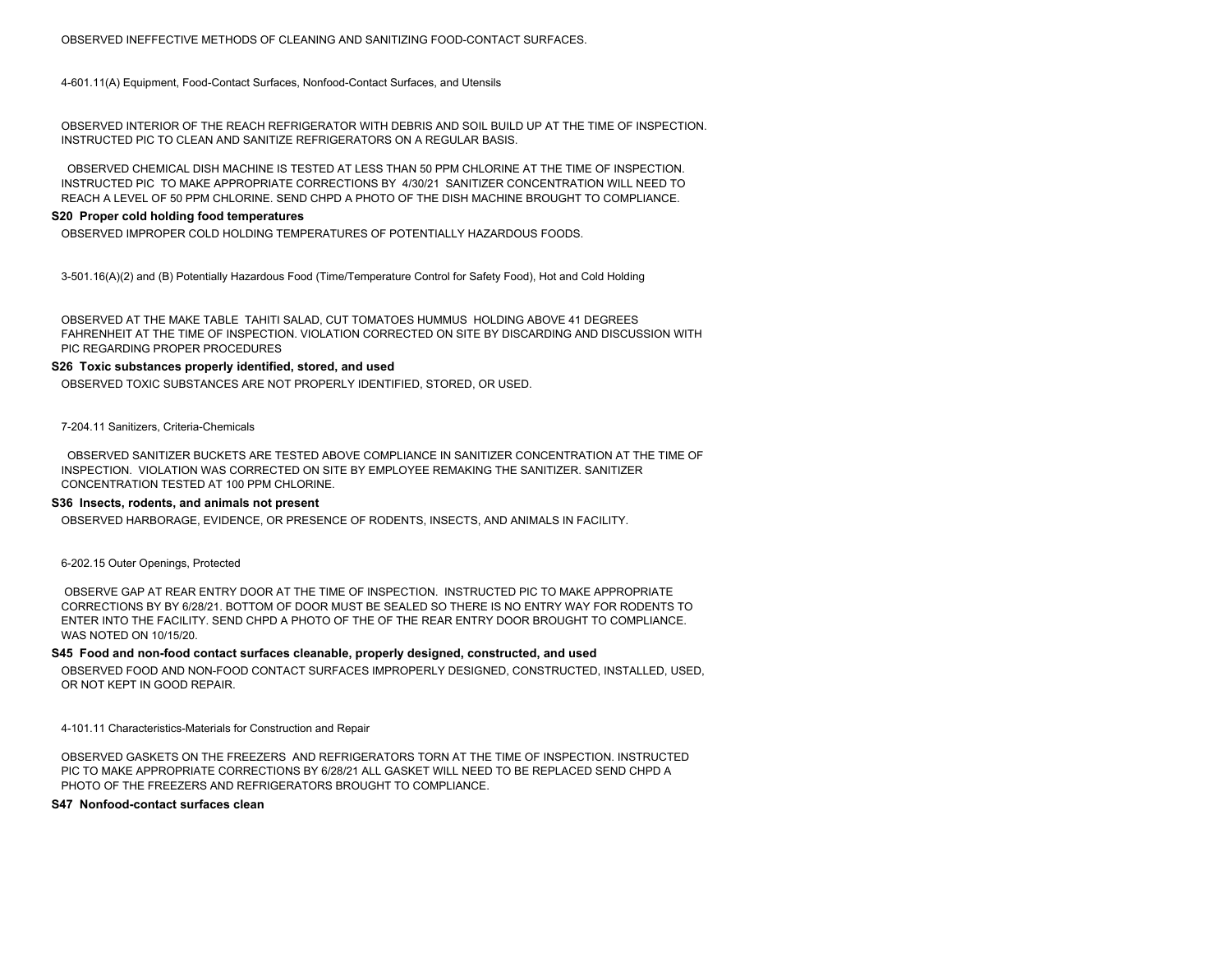OBSERVED INEFFECTIVE METHODS OF CLEANING AND SANITIZING FOOD-CONTACT SURFACES.

4-601.11(A) Equipment, Food-Contact Surfaces, Nonfood-Contact Surfaces, and Utensils

OBSERVED INTERIOR OF THE REACH REFRIGERATOR WITH DEBRIS AND SOIL BUILD UP AT THE TIME OF INSPECTION. INSTRUCTED PIC TO CLEAN AND SANITIZE REFRIGERATORS ON A REGULAR BASIS.

OBSERVED CHEMICAL DISH MACHINE IS TESTED AT LESS THAN 50 PPM CHLORINE AT THE TIME OF INSPECTION. INSTRUCTED PIC TO MAKE APPROPRIATE CORRECTIONS BY 4/30/21 SANITIZER CONCENTRATION WILL NEED TO REACH A LEVEL OF 50 PPM CHLORINE. SEND CHPD A PHOTO OF THE DISH MACHINE BROUGHT TO COMPLIANCE.

**S20 Proper cold holding food temperatures**

OBSERVED IMPROPER COLD HOLDING TEMPERATURES OF POTENTIALLY HAZARDOUS FOODS.

3-501.16(A)(2) and (B) Potentially Hazardous Food (Time/Temperature Control for Safety Food), Hot and Cold Holding

OBSERVED AT THE MAKE TABLE TAHITI SALAD, CUT TOMATOES HUMMUS HOLDING ABOVE 41 DEGREES FAHRENHEIT AT THE TIME OF INSPECTION. VIOLATION CORRECTED ON SITE BY DISCARDING AND DISCUSSION WITH PIC REGARDING PROPER PROCEDURES

**S26 Toxic substances properly identified, stored, and used**

OBSERVED TOXIC SUBSTANCES ARE NOT PROPERLY IDENTIFIED, STORED, OR USED.

7-204.11 Sanitizers, Criteria-Chemicals

OBSERVED SANITIZER BUCKETS ARE TESTED ABOVE COMPLIANCE IN SANITIZER CONCENTRATION AT THE TIME OF INSPECTION. VIOLATION WAS CORRECTED ON SITE BY EMPLOYEE REMAKING THE SANITIZER. SANITIZER CONCENTRATION TESTED AT 100 PPM CHLORINE.

**S36 Insects, rodents, and animals not present**

OBSERVED HARBORAGE, EVIDENCE, OR PRESENCE OF RODENTS, INSECTS, AND ANIMALS IN FACILITY.

6-202.15 Outer Openings, Protected

OBSERVE GAP AT REAR ENTRY DOOR AT THE TIME OF INSPECTION. INSTRUCTED PIC TO MAKE APPROPRIATE CORRECTIONS BY BY 6/28/21. BOTTOM OF DOOR MUST BE SEALED SO THERE IS NO ENTRY WAY FOR RODENTS TO ENTER INTO THE FACILITY. SEND CHPD A PHOTO OF THE OF THE REAR ENTRY DOOR BROUGHT TO COMPLIANCE. WAS NOTED ON 10/15/20.

**S45 Food and non-food contact surfaces cleanable, properly designed, constructed, and used**

OBSERVED FOOD AND NON-FOOD CONTACT SURFACES IMPROPERLY DESIGNED, CONSTRUCTED, INSTALLED, USED, OR NOT KEPT IN GOOD REPAIR.

4-101.11 Characteristics-Materials for Construction and Repair

OBSERVED GASKETS ON THE FREEZERS AND REFRIGERATORS TORN AT THE TIME OF INSPECTION. INSTRUCTED PIC TO MAKE APPROPRIATE CORRECTIONS BY 6/28/21 ALL GASKET WILL NEED TO BE REPLACED SEND CHPD A PHOTO OF THE FREEZERS AND REFRIGERATORS BROUGHT TO COMPLIANCE.

**S47 Nonfood-contact surfaces clean**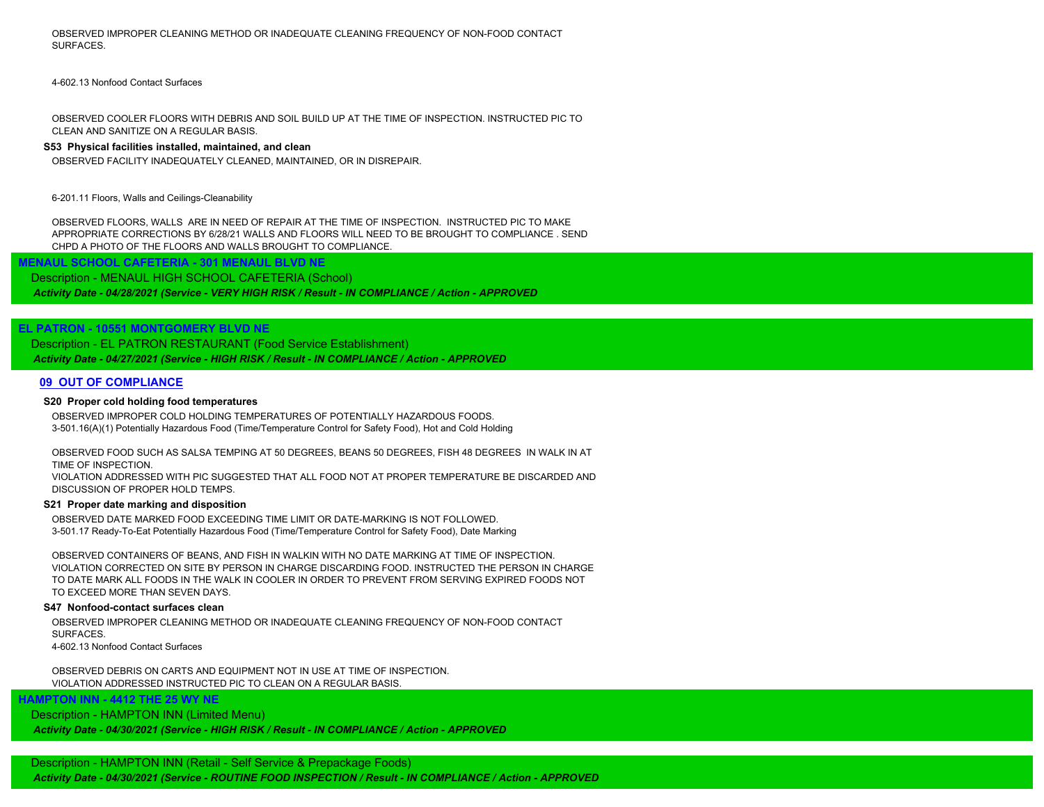OBSERVED IMPROPER CLEANING METHOD OR INADEQUATE CLEANING FREQUENCY OF NON-FOOD CONTACT SURFACES.

4-602.13 Nonfood Contact Surfaces

OBSERVED COOLER FLOORS WITH DEBRIS AND SOIL BUILD UP AT THE TIME OF INSPECTION. INSTRUCTED PIC TO CLEAN AND SANITIZE ON A REGULAR BASIS.

**S53 Physical facilities installed, maintained, and clean**

OBSERVED FACILITY INADEQUATELY CLEANED, MAINTAINED, OR IN DISREPAIR.

6-201.11 Floors, Walls and Ceilings-Cleanability

OBSERVED FLOORS, WALLS ARE IN NEED OF REPAIR AT THE TIME OF INSPECTION. INSTRUCTED PIC TO MAKE APPROPRIATE CORRECTIONS BY 6/28/21 WALLS AND FLOORS WILL NEED TO BE BROUGHT TO COMPLIANCE . SEND CHPD A PHOTO OF THE FLOORS AND WALLS BROUGHT TO COMPLIANCE.

**MENAUL SCHOOL CAFETERIA - 301 MENAUL BLVD NE**

Description - MENAUL HIGH SCHOOL CAFETERIA (School)

***Activity Date - 04/28/2021 (Service - VERY HIGH RISK / Result - IN COMPLIANCE / Action - APPROVED***

**EL PATRON - 10551 MONTGOMERY BLVD NE**

Description - EL PATRON RESTAURANT (Food Service Establishment)

***Activity Date - 04/27/2021 (Service - HIGH RISK / Result - IN COMPLIANCE / Action - APPROVED***

**09 OUT OF COMPLIANCE**

**S20 Proper cold holding food temperatures**

OBSERVED IMPROPER COLD HOLDING TEMPERATURES OF POTENTIALLY HAZARDOUS FOODS.
3-501.16(A)(1) Potentially Hazardous Food (Time/Temperature Control for Safety Food), Hot and Cold Holding

OBSERVED FOOD SUCH AS SALSA TEMPING AT 50 DEGREES, BEANS 50 DEGREES, FISH 48 DEGREES IN WALK IN AT TIME OF INSPECTION.
VIOLATION ADDRESSED WITH PIC SUGGESTED THAT ALL FOOD NOT AT PROPER TEMPERATURE BE DISCARDED AND DISCUSSION OF PROPER HOLD TEMPS.

**S21 Proper date marking and disposition**

OBSERVED DATE MARKED FOOD EXCEEDING TIME LIMIT OR DATE-MARKING IS NOT FOLLOWED.
3-501.17 Ready-To-Eat Potentially Hazardous Food (Time/Temperature Control for Safety Food), Date Marking

OBSERVED CONTAINERS OF BEANS, AND FISH IN WALKIN WITH NO DATE MARKING AT TIME OF INSPECTION.
VIOLATION CORRECTED ON SITE BY PERSON IN CHARGE DISCARDING FOOD. INSTRUCTED THE PERSON IN CHARGE TO DATE MARK ALL FOODS IN THE WALK IN COOLER IN ORDER TO PREVENT FROM SERVING EXPIRED FOODS NOT TO EXCEED MORE THAN SEVEN DAYS.

**S47 Nonfood-contact surfaces clean**

OBSERVED IMPROPER CLEANING METHOD OR INADEQUATE CLEANING FREQUENCY OF NON-FOOD CONTACT SURFACES.
4-602.13 Nonfood Contact Surfaces

OBSERVED DEBRIS ON CARTS AND EQUIPMENT NOT IN USE AT TIME OF INSPECTION.
VIOLATION ADDRESSED INSTRUCTED PIC TO CLEAN ON A REGULAR BASIS.

**HAMPTON INN - 4412 THE 25 WY NE**

Description - HAMPTON INN (Limited Menu)

***Activity Date - 04/30/2021 (Service - HIGH RISK / Result - IN COMPLIANCE / Action - APPROVED***

Description - HAMPTON INN (Retail - Self Service & Prepackage Foods)

***Activity Date - 04/30/2021 (Service - ROUTINE FOOD INSPECTION / Result - IN COMPLIANCE / Action - APPROVED***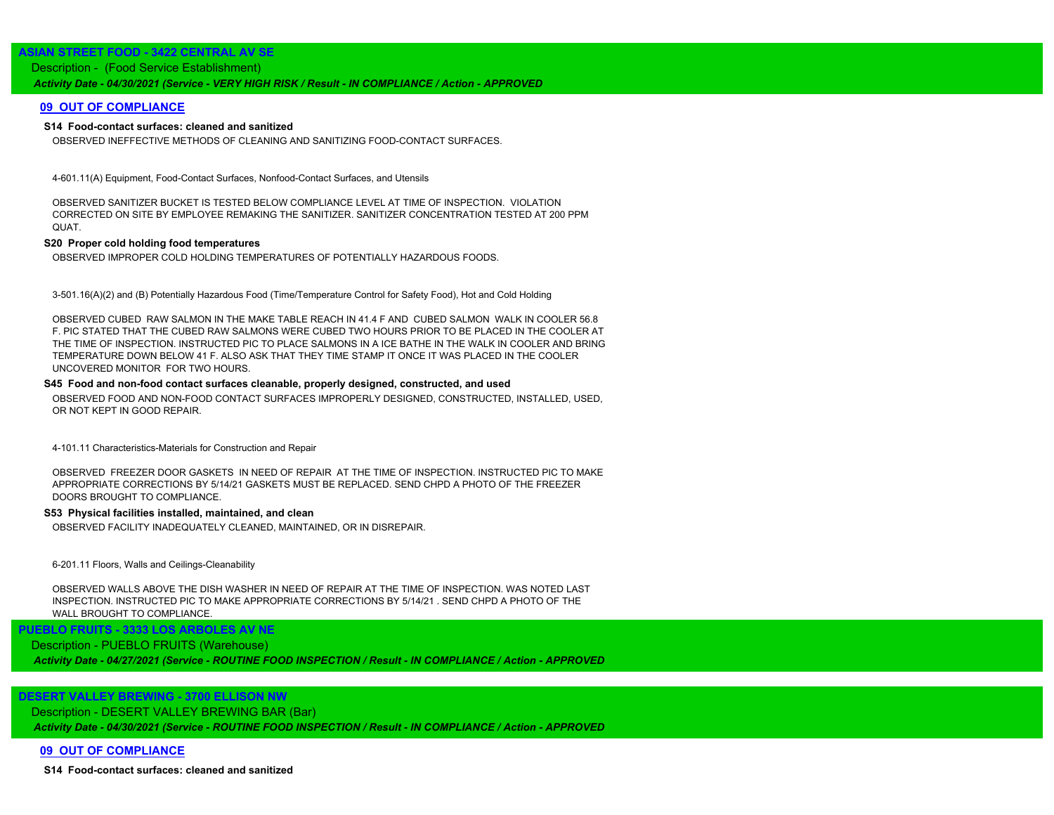## ASIAN STREET FOOD - 3422 CENTRAL AV SE

Description - (Food Service Establishment)

*Activity Date - 04/30/2021 (Service - VERY HIGH RISK / Result - IN COMPLIANCE / Action - APPROVED*

### 09 OUT OF COMPLIANCE

**S14 Food-contact surfaces: cleaned and sanitized**

OBSERVED INEFFECTIVE METHODS OF CLEANING AND SANITIZING FOOD-CONTACT SURFACES.

4-601.11(A) Equipment, Food-Contact Surfaces, Nonfood-Contact Surfaces, and Utensils

OBSERVED SANITIZER BUCKET IS TESTED BELOW COMPLIANCE LEVEL AT TIME OF INSPECTION. VIOLATION CORRECTED ON SITE BY EMPLOYEE REMAKING THE SANITIZER. SANITIZER CONCENTRATION TESTED AT 200 PPM QUAT.

**S20 Proper cold holding food temperatures**

OBSERVED IMPROPER COLD HOLDING TEMPERATURES OF POTENTIALLY HAZARDOUS FOODS.

3-501.16(A)(2) and (B) Potentially Hazardous Food (Time/Temperature Control for Safety Food), Hot and Cold Holding

OBSERVED CUBED RAW SALMON IN THE MAKE TABLE REACH IN 41.4 F AND CUBED SALMON WALK IN COOLER 56.8 F. PIC STATED THAT THE CUBED RAW SALMONS WERE CUBED TWO HOURS PRIOR TO BE PLACED IN THE COOLER AT THE TIME OF INSPECTION. INSTRUCTED PIC TO PLACE SALMONS IN A ICE BATHE IN THE WALK IN COOLER AND BRING TEMPERATURE DOWN BELOW 41 F. ALSO ASK THAT THEY TIME STAMP IT ONCE IT WAS PLACED IN THE COOLER UNCOVERED MONITOR FOR TWO HOURS.

**S45 Food and non-food contact surfaces cleanable, properly designed, constructed, and used**

OBSERVED FOOD AND NON-FOOD CONTACT SURFACES IMPROPERLY DESIGNED, CONSTRUCTED, INSTALLED, USED, OR NOT KEPT IN GOOD REPAIR.

4-101.11 Characteristics-Materials for Construction and Repair

OBSERVED FREEZER DOOR GASKETS IN NEED OF REPAIR AT THE TIME OF INSPECTION. INSTRUCTED PIC TO MAKE APPROPRIATE CORRECTIONS BY 5/14/21 GASKETS MUST BE REPLACED. SEND CHPD A PHOTO OF THE FREEZER DOORS BROUGHT TO COMPLIANCE.

**S53 Physical facilities installed, maintained, and clean**

OBSERVED FACILITY INADEQUATELY CLEANED, MAINTAINED, OR IN DISREPAIR.

6-201.11 Floors, Walls and Ceilings-Cleanability

OBSERVED WALLS ABOVE THE DISH WASHER IN NEED OF REPAIR AT THE TIME OF INSPECTION. WAS NOTED LAST INSPECTION. INSTRUCTED PIC TO MAKE APPROPRIATE CORRECTIONS BY 5/14/21 . SEND CHPD A PHOTO OF THE WALL BROUGHT TO COMPLIANCE.

## PUEBLO FRUITS - 3333 LOS ARBOLES AV NE

Description - PUEBLO FRUITS (Warehouse)

*Activity Date - 04/27/2021 (Service - ROUTINE FOOD INSPECTION / Result - IN COMPLIANCE / Action - APPROVED*

## DESERT VALLEY BREWING - 3700 ELLISON NW

Description - DESERT VALLEY BREWING BAR (Bar)

*Activity Date - 04/30/2021 (Service - ROUTINE FOOD INSPECTION / Result - IN COMPLIANCE / Action - APPROVED*

### 09 OUT OF COMPLIANCE

**S14 Food-contact surfaces: cleaned and sanitized**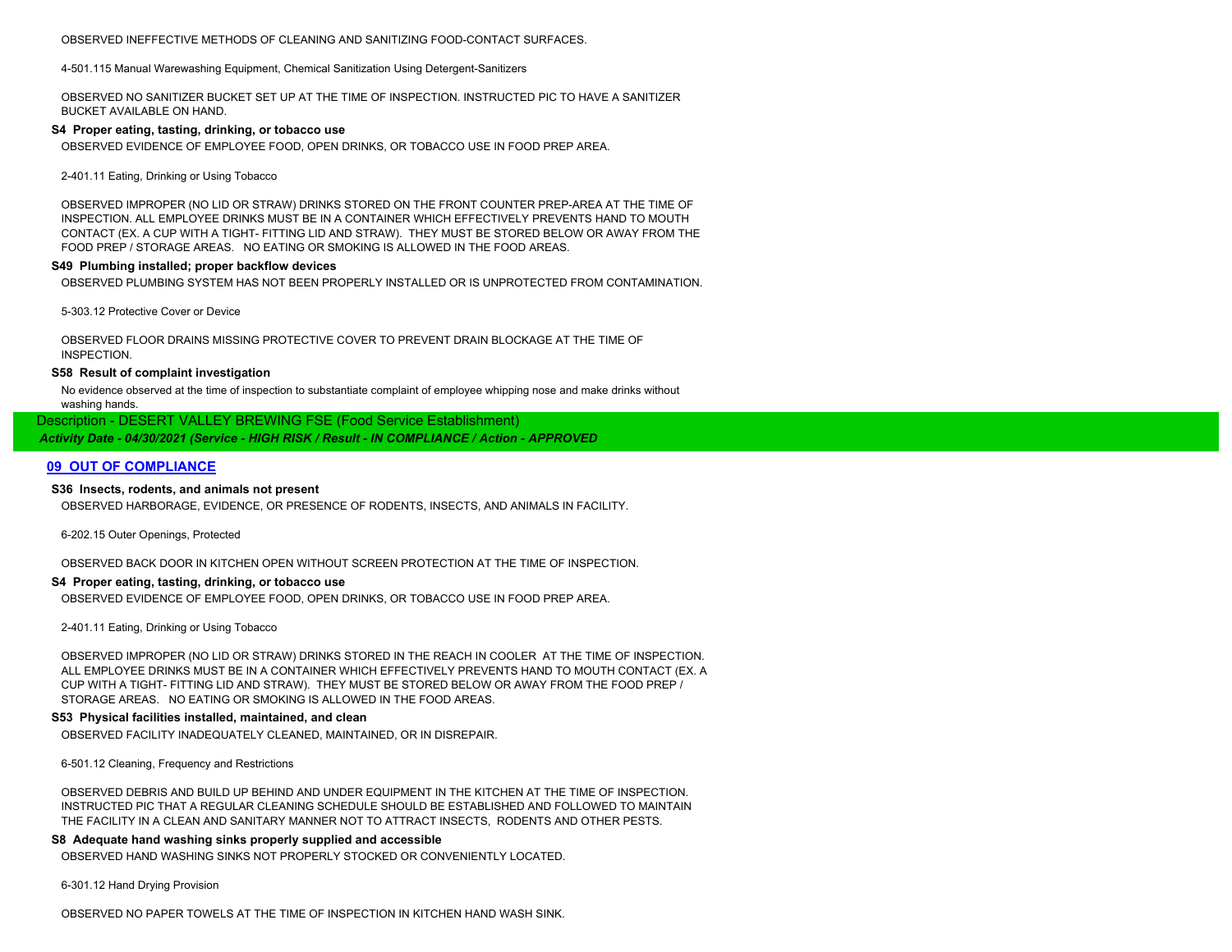OBSERVED INEFFECTIVE METHODS OF CLEANING AND SANITIZING FOOD-CONTACT SURFACES.

4-501.115 Manual Warewashing Equipment, Chemical Sanitization Using Detergent-Sanitizers

OBSERVED NO SANITIZER BUCKET SET UP AT THE TIME OF INSPECTION. INSTRUCTED PIC TO HAVE A SANITIZER BUCKET AVAILABLE ON HAND.

**S4 Proper eating, tasting, drinking, or tobacco use**

OBSERVED EVIDENCE OF EMPLOYEE FOOD, OPEN DRINKS, OR TOBACCO USE IN FOOD PREP AREA.

2-401.11 Eating, Drinking or Using Tobacco

OBSERVED IMPROPER (NO LID OR STRAW) DRINKS STORED ON THE FRONT COUNTER PREP-AREA AT THE TIME OF INSPECTION. ALL EMPLOYEE DRINKS MUST BE IN A CONTAINER WHICH EFFECTIVELY PREVENTS HAND TO MOUTH CONTACT (EX. A CUP WITH A TIGHT- FITTING LID AND STRAW). THEY MUST BE STORED BELOW OR AWAY FROM THE FOOD PREP / STORAGE AREAS. NO EATING OR SMOKING IS ALLOWED IN THE FOOD AREAS.

**S49 Plumbing installed; proper backflow devices**

OBSERVED PLUMBING SYSTEM HAS NOT BEEN PROPERLY INSTALLED OR IS UNPROTECTED FROM CONTAMINATION.

5-303.12 Protective Cover or Device

OBSERVED FLOOR DRAINS MISSING PROTECTIVE COVER TO PREVENT DRAIN BLOCKAGE AT THE TIME OF INSPECTION.

**S58 Result of complaint investigation**

No evidence observed at the time of inspection to substantiate complaint of employee whipping nose and make drinks without washing hands.

Description - DESERT VALLEY BREWING FSE (Food Service Establishment)

***Activity Date - 04/30/2021 (Service - HIGH RISK / Result - IN COMPLIANCE / Action - APPROVED***

## 09 OUT OF COMPLIANCE

**S36 Insects, rodents, and animals not present**

OBSERVED HARBORAGE, EVIDENCE, OR PRESENCE OF RODENTS, INSECTS, AND ANIMALS IN FACILITY.

6-202.15 Outer Openings, Protected

OBSERVED BACK DOOR IN KITCHEN OPEN WITHOUT SCREEN PROTECTION AT THE TIME OF INSPECTION.

**S4 Proper eating, tasting, drinking, or tobacco use**

OBSERVED EVIDENCE OF EMPLOYEE FOOD, OPEN DRINKS, OR TOBACCO USE IN FOOD PREP AREA.

2-401.11 Eating, Drinking or Using Tobacco

OBSERVED IMPROPER (NO LID OR STRAW) DRINKS STORED IN THE REACH IN COOLER AT THE TIME OF INSPECTION. ALL EMPLOYEE DRINKS MUST BE IN A CONTAINER WHICH EFFECTIVELY PREVENTS HAND TO MOUTH CONTACT (EX. A CUP WITH A TIGHT- FITTING LID AND STRAW). THEY MUST BE STORED BELOW OR AWAY FROM THE FOOD PREP / STORAGE AREAS. NO EATING OR SMOKING IS ALLOWED IN THE FOOD AREAS.

**S53 Physical facilities installed, maintained, and clean**

OBSERVED FACILITY INADEQUATELY CLEANED, MAINTAINED, OR IN DISREPAIR.

6-501.12 Cleaning, Frequency and Restrictions

OBSERVED DEBRIS AND BUILD UP BEHIND AND UNDER EQUIPMENT IN THE KITCHEN AT THE TIME OF INSPECTION. INSTRUCTED PIC THAT A REGULAR CLEANING SCHEDULE SHOULD BE ESTABLISHED AND FOLLOWED TO MAINTAIN THE FACILITY IN A CLEAN AND SANITARY MANNER NOT TO ATTRACT INSECTS, RODENTS AND OTHER PESTS.

**S8 Adequate hand washing sinks properly supplied and accessible**

OBSERVED HAND WASHING SINKS NOT PROPERLY STOCKED OR CONVENIENTLY LOCATED.

6-301.12 Hand Drying Provision

OBSERVED NO PAPER TOWELS AT THE TIME OF INSPECTION IN KITCHEN HAND WASH SINK.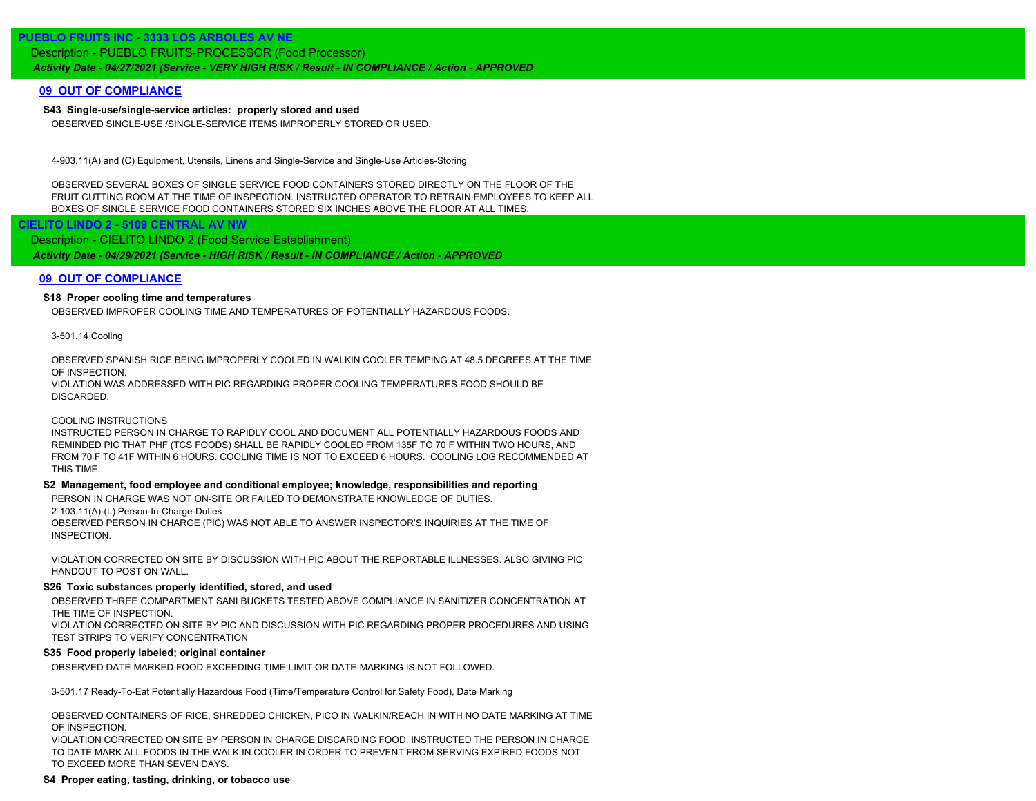## PUEBLO FRUITS INC - 3333 LOS ARBOLES AV NE

Description - PUEBLO FRUITS-PROCESSOR (Food Processor)

*Activity Date - 04/27/2021 (Service - VERY HIGH RISK / Result - IN COMPLIANCE / Action - APPROVED*

### 09 OUT OF COMPLIANCE

**S43 Single-use/single-service articles: properly stored and used**

OBSERVED SINGLE-USE /SINGLE-SERVICE ITEMS IMPROPERLY STORED OR USED.

4-903.11(A) and (C) Equipment, Utensils, Linens and Single-Service and Single-Use Articles-Storing

OBSERVED SEVERAL BOXES OF SINGLE SERVICE FOOD CONTAINERS STORED DIRECTLY ON THE FLOOR OF THE FRUIT CUTTING ROOM AT THE TIME OF INSPECTION. INSTRUCTED OPERATOR TO RETRAIN EMPLOYEES TO KEEP ALL BOXES OF SINGLE SERVICE FOOD CONTAINERS STORED SIX INCHES ABOVE THE FLOOR AT ALL TIMES.

## CIELITO LINDO 2 - 5109 CENTRAL AV NW

Description - CIELITO LINDO 2 (Food Service Establishment)

*Activity Date - 04/29/2021 (Service - HIGH RISK / Result - IN COMPLIANCE / Action - APPROVED*

### 09 OUT OF COMPLIANCE

**S18 Proper cooling time and temperatures**

OBSERVED IMPROPER COOLING TIME AND TEMPERATURES OF POTENTIALLY HAZARDOUS FOODS.

3-501.14 Cooling

OBSERVED SPANISH RICE BEING IMPROPERLY COOLED IN WALKIN COOLER TEMPING AT 48.5 DEGREES AT THE TIME OF INSPECTION.
VIOLATION WAS ADDRESSED WITH PIC REGARDING PROPER COOLING TEMPERATURES FOOD SHOULD BE DISCARDED.

COOLING INSTRUCTIONS
INSTRUCTED PERSON IN CHARGE TO RAPIDLY COOL AND DOCUMENT ALL POTENTIALLY HAZARDOUS FOODS AND REMINDED PIC THAT PHF (TCS FOODS) SHALL BE RAPIDLY COOLED FROM 135F TO 70 F WITHIN TWO HOURS, AND FROM 70 F TO 41F WITHIN 6 HOURS. COOLING TIME IS NOT TO EXCEED 6 HOURS. COOLING LOG RECOMMENDED AT THIS TIME.

**S2 Management, food employee and conditional employee; knowledge, responsibilities and reporting**

PERSON IN CHARGE WAS NOT ON-SITE OR FAILED TO DEMONSTRATE KNOWLEDGE OF DUTIES.
2-103.11(A)-(L) Person-In-Charge-Duties
OBSERVED PERSON IN CHARGE (PIC) WAS NOT ABLE TO ANSWER INSPECTOR'S INQUIRIES AT THE TIME OF INSPECTION.

VIOLATION CORRECTED ON SITE BY DISCUSSION WITH PIC ABOUT THE REPORTABLE ILLNESSES. ALSO GIVING PIC HANDOUT TO POST ON WALL.

**S26 Toxic substances properly identified, stored, and used**

OBSERVED THREE COMPARTMENT SANI BUCKETS TESTED ABOVE COMPLIANCE IN SANITIZER CONCENTRATION AT THE TIME OF INSPECTION.
VIOLATION CORRECTED ON SITE BY PIC AND DISCUSSION WITH PIC REGARDING PROPER PROCEDURES AND USING TEST STRIPS TO VERIFY CONCENTRATION

**S35 Food properly labeled; original container**

OBSERVED DATE MARKED FOOD EXCEEDING TIME LIMIT OR DATE-MARKING IS NOT FOLLOWED.

3-501.17 Ready-To-Eat Potentially Hazardous Food (Time/Temperature Control for Safety Food), Date Marking

OBSERVED CONTAINERS OF RICE, SHREDDED CHICKEN, PICO IN WALKIN/REACH IN WITH NO DATE MARKING AT TIME OF INSPECTION.
VIOLATION CORRECTED ON SITE BY PERSON IN CHARGE DISCARDING FOOD. INSTRUCTED THE PERSON IN CHARGE TO DATE MARK ALL FOODS IN THE WALK IN COOLER IN ORDER TO PREVENT FROM SERVING EXPIRED FOODS NOT TO EXCEED MORE THAN SEVEN DAYS.

**S4 Proper eating, tasting, drinking, or tobacco use**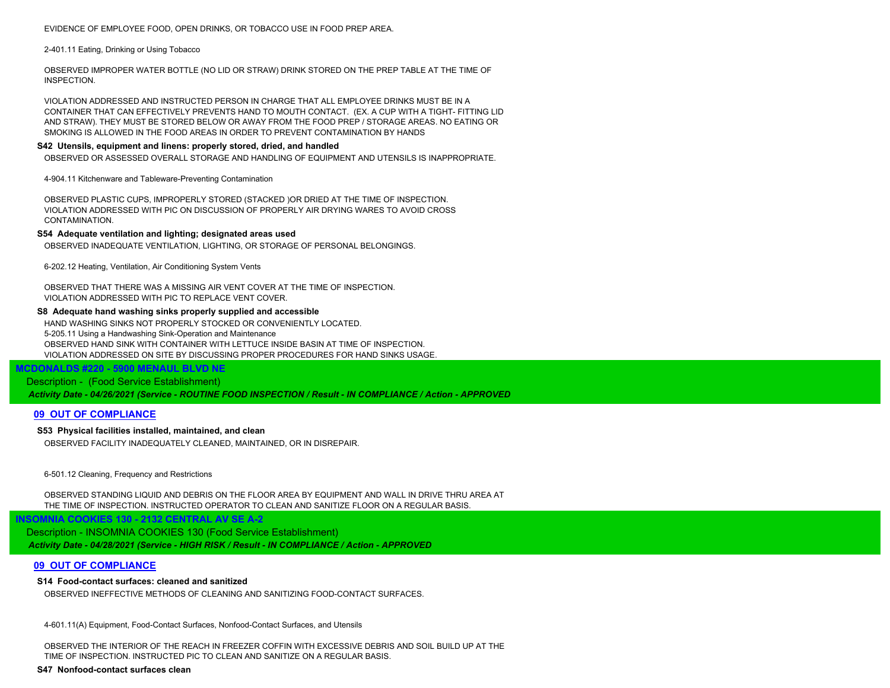EVIDENCE OF EMPLOYEE FOOD, OPEN DRINKS, OR TOBACCO USE IN FOOD PREP AREA.

2-401.11 Eating, Drinking or Using Tobacco

OBSERVED IMPROPER WATER BOTTLE (NO LID OR STRAW) DRINK STORED ON THE PREP TABLE AT THE TIME OF INSPECTION.

VIOLATION ADDRESSED AND INSTRUCTED PERSON IN CHARGE THAT ALL EMPLOYEE DRINKS MUST BE IN A CONTAINER THAT CAN EFFECTIVELY PREVENTS HAND TO MOUTH CONTACT. (EX. A CUP WITH A TIGHT- FITTING LID AND STRAW). THEY MUST BE STORED BELOW OR AWAY FROM THE FOOD PREP / STORAGE AREAS. NO EATING OR SMOKING IS ALLOWED IN THE FOOD AREAS IN ORDER TO PREVENT CONTAMINATION BY HANDS

**S42 Utensils, equipment and linens: properly stored, dried, and handled**

OBSERVED OR ASSESSED OVERALL STORAGE AND HANDLING OF EQUIPMENT AND UTENSILS IS INAPPROPRIATE.

4-904.11 Kitchenware and Tableware-Preventing Contamination

OBSERVED PLASTIC CUPS, IMPROPERLY STORED (STACKED )OR DRIED AT THE TIME OF INSPECTION. VIOLATION ADDRESSED WITH PIC ON DISCUSSION OF PROPERLY AIR DRYING WARES TO AVOID CROSS CONTAMINATION.

**S54 Adequate ventilation and lighting; designated areas used**

OBSERVED INADEQUATE VENTILATION, LIGHTING, OR STORAGE OF PERSONAL BELONGINGS.

6-202.12 Heating, Ventilation, Air Conditioning System Vents

OBSERVED THAT THERE WAS A MISSING AIR VENT COVER AT THE TIME OF INSPECTION. VIOLATION ADDRESSED WITH PIC TO REPLACE VENT COVER.

**S8 Adequate hand washing sinks properly supplied and accessible**

HAND WASHING SINKS NOT PROPERLY STOCKED OR CONVENIENTLY LOCATED.
5-205.11 Using a Handwashing Sink-Operation and Maintenance
OBSERVED HAND SINK WITH CONTAINER WITH LETTUCE INSIDE BASIN AT TIME OF INSPECTION.
VIOLATION ADDRESSED ON SITE BY DISCUSSING PROPER PROCEDURES FOR HAND SINKS USAGE.

## MCDONALDS #220 - 5900 MENAUL BLVD NE

Description - (Food Service Establishment)

***Activity Date - 04/26/2021 (Service - ROUTINE FOOD INSPECTION / Result - IN COMPLIANCE / Action - APPROVED***

### 09 OUT OF COMPLIANCE

**S53 Physical facilities installed, maintained, and clean**

OBSERVED FACILITY INADEQUATELY CLEANED, MAINTAINED, OR IN DISREPAIR.

6-501.12 Cleaning, Frequency and Restrictions

OBSERVED STANDING LIQUID AND DEBRIS ON THE FLOOR AREA BY EQUIPMENT AND WALL IN DRIVE THRU AREA AT THE TIME OF INSPECTION. INSTRUCTED OPERATOR TO CLEAN AND SANITIZE FLOOR ON A REGULAR BASIS.

## INSOMNIA COOKIES 130 - 2132 CENTRAL AV SE A-2

Description - INSOMNIA COOKIES 130 (Food Service Establishment)

***Activity Date - 04/28/2021 (Service - HIGH RISK / Result - IN COMPLIANCE / Action - APPROVED***

### 09 OUT OF COMPLIANCE

**S14 Food-contact surfaces: cleaned and sanitized**

OBSERVED INEFFECTIVE METHODS OF CLEANING AND SANITIZING FOOD-CONTACT SURFACES.

4-601.11(A) Equipment, Food-Contact Surfaces, Nonfood-Contact Surfaces, and Utensils

OBSERVED THE INTERIOR OF THE REACH IN FREEZER COFFIN WITH EXCESSIVE DEBRIS AND SOIL BUILD UP AT THE TIME OF INSPECTION. INSTRUCTED PIC TO CLEAN AND SANITIZE ON A REGULAR BASIS.

**S47 Nonfood-contact surfaces clean**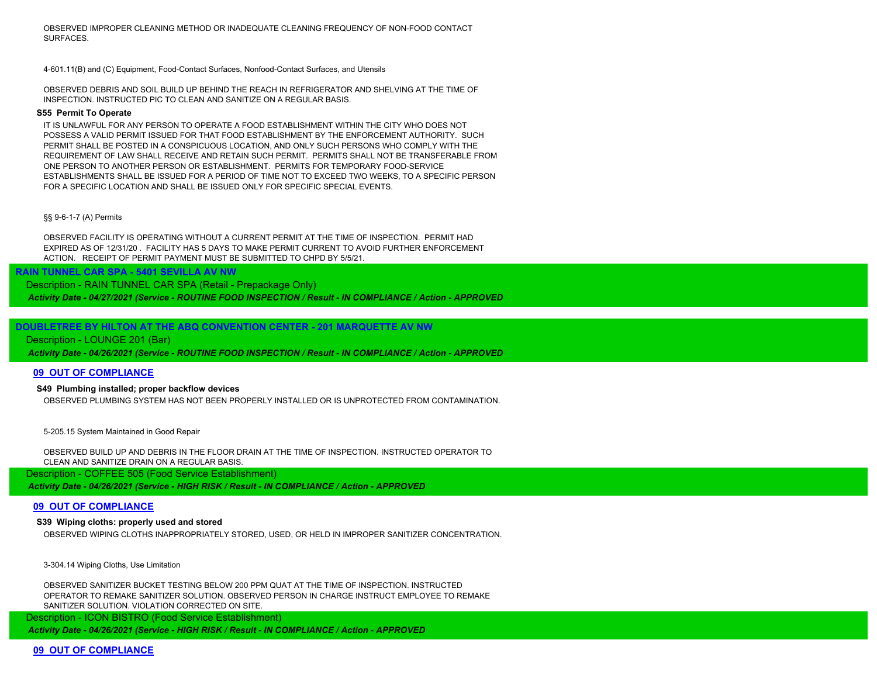OBSERVED IMPROPER CLEANING METHOD OR INADEQUATE CLEANING FREQUENCY OF NON-FOOD CONTACT SURFACES.

4-601.11(B) and (C) Equipment, Food-Contact Surfaces, Nonfood-Contact Surfaces, and Utensils

OBSERVED DEBRIS AND SOIL BUILD UP BEHIND THE REACH IN REFRIGERATOR AND SHELVING AT THE TIME OF INSPECTION. INSTRUCTED PIC TO CLEAN AND SANITIZE ON A REGULAR BASIS.

**S55 Permit To Operate**

IT IS UNLAWFUL FOR ANY PERSON TO OPERATE A FOOD ESTABLISHMENT WITHIN THE CITY WHO DOES NOT POSSESS A VALID PERMIT ISSUED FOR THAT FOOD ESTABLISHMENT BY THE ENFORCEMENT AUTHORITY. SUCH PERMIT SHALL BE POSTED IN A CONSPICUOUS LOCATION, AND ONLY SUCH PERSONS WHO COMPLY WITH THE REQUIREMENT OF LAW SHALL RECEIVE AND RETAIN SUCH PERMIT. PERMITS SHALL NOT BE TRANSFERABLE FROM ONE PERSON TO ANOTHER PERSON OR ESTABLISHMENT. PERMITS FOR TEMPORARY FOOD-SERVICE ESTABLISHMENTS SHALL BE ISSUED FOR A PERIOD OF TIME NOT TO EXCEED TWO WEEKS, TO A SPECIFIC PERSON FOR A SPECIFIC LOCATION AND SHALL BE ISSUED ONLY FOR SPECIFIC SPECIAL EVENTS.

§§ 9-6-1-7 (A) Permits

OBSERVED FACILITY IS OPERATING WITHOUT A CURRENT PERMIT AT THE TIME OF INSPECTION. PERMIT HAD EXPIRED AS OF 12/31/20 . FACILITY HAS 5 DAYS TO MAKE PERMIT CURRENT TO AVOID FURTHER ENFORCEMENT ACTION. RECEIPT OF PERMIT PAYMENT MUST BE SUBMITTED TO CHPD BY 5/5/21.

**RAIN TUNNEL CAR SPA - 5401 SEVILLA AV NW**

Description - RAIN TUNNEL CAR SPA (Retail - Prepackage Only)

***Activity Date - 04/27/2021 (Service - ROUTINE FOOD INSPECTION / Result - IN COMPLIANCE / Action - APPROVED***

**DOUBLETREE BY HILTON AT THE ABQ CONVENTION CENTER - 201 MARQUETTE AV NW**

Description - LOUNGE 201 (Bar)

***Activity Date - 04/26/2021 (Service - ROUTINE FOOD INSPECTION / Result - IN COMPLIANCE / Action - APPROVED***

**09 OUT OF COMPLIANCE**

**S49 Plumbing installed; proper backflow devices**

OBSERVED PLUMBING SYSTEM HAS NOT BEEN PROPERLY INSTALLED OR IS UNPROTECTED FROM CONTAMINATION.

5-205.15 System Maintained in Good Repair

OBSERVED BUILD UP AND DEBRIS IN THE FLOOR DRAIN AT THE TIME OF INSPECTION. INSTRUCTED OPERATOR TO CLEAN AND SANITIZE DRAIN ON A REGULAR BASIS.

Description - COFFEE 505 (Food Service Establishment)

***Activity Date - 04/26/2021 (Service - HIGH RISK / Result - IN COMPLIANCE / Action - APPROVED***

**09 OUT OF COMPLIANCE**

**S39 Wiping cloths: properly used and stored**

OBSERVED WIPING CLOTHS INAPPROPRIATELY STORED, USED, OR HELD IN IMPROPER SANITIZER CONCENTRATION.

3-304.14 Wiping Cloths, Use Limitation

OBSERVED SANITIZER BUCKET TESTING BELOW 200 PPM QUAT AT THE TIME OF INSPECTION. INSTRUCTED OPERATOR TO REMAKE SANITIZER SOLUTION. OBSERVED PERSON IN CHARGE INSTRUCT EMPLOYEE TO REMAKE SANITIZER SOLUTION. VIOLATION CORRECTED ON SITE.

Description - ICON BISTRO (Food Service Establishment)

***Activity Date - 04/26/2021 (Service - HIGH RISK / Result - IN COMPLIANCE / Action - APPROVED***

**09 OUT OF COMPLIANCE**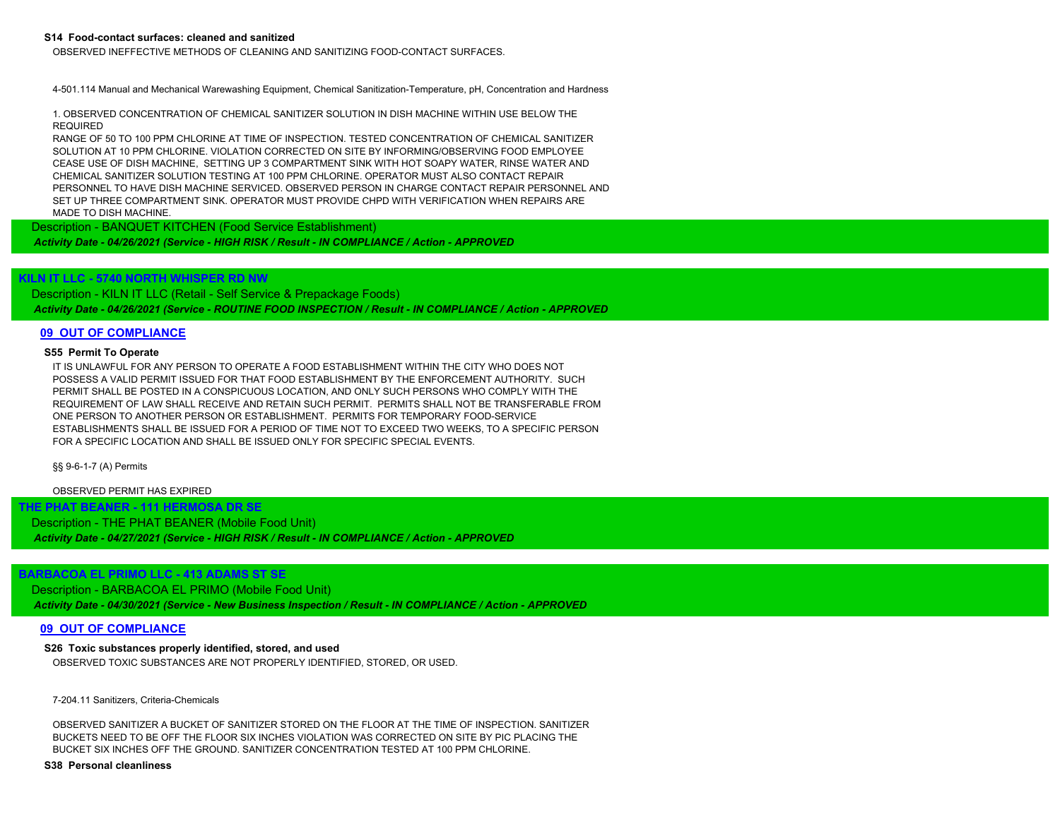**S14 Food-contact surfaces: cleaned and sanitized**

OBSERVED INEFFECTIVE METHODS OF CLEANING AND SANITIZING FOOD-CONTACT SURFACES.

4-501.114 Manual and Mechanical Warewashing Equipment, Chemical Sanitization-Temperature, pH, Concentration and Hardness

1. OBSERVED CONCENTRATION OF CHEMICAL SANITIZER SOLUTION IN DISH MACHINE WITHIN USE BELOW THE REQUIRED
RANGE OF 50 TO 100 PPM CHLORINE AT TIME OF INSPECTION. TESTED CONCENTRATION OF CHEMICAL SANITIZER SOLUTION AT 10 PPM CHLORINE. VIOLATION CORRECTED ON SITE BY INFORMING/OBSERVING FOOD EMPLOYEE CEASE USE OF DISH MACHINE, SETTING UP 3 COMPARTMENT SINK WITH HOT SOAPY WATER, RINSE WATER AND CHEMICAL SANITIZER SOLUTION TESTING AT 100 PPM CHLORINE. OPERATOR MUST ALSO CONTACT REPAIR PERSONNEL TO HAVE DISH MACHINE SERVICED. OBSERVED PERSON IN CHARGE CONTACT REPAIR PERSONNEL AND SET UP THREE COMPARTMENT SINK. OPERATOR MUST PROVIDE CHPD WITH VERIFICATION WHEN REPAIRS ARE MADE TO DISH MACHINE.

Description - BANQUET KITCHEN (Food Service Establishment)

*Activity Date - 04/26/2021 (Service - HIGH RISK / Result - IN COMPLIANCE / Action - APPROVED*

**KILN IT LLC - 5740 NORTH WHISPER RD NW**

Description - KILN IT LLC (Retail - Self Service & Prepackage Foods)

*Activity Date - 04/26/2021 (Service - ROUTINE FOOD INSPECTION / Result - IN COMPLIANCE / Action - APPROVED*

**09 OUT OF COMPLIANCE**

**S55 Permit To Operate**

IT IS UNLAWFUL FOR ANY PERSON TO OPERATE A FOOD ESTABLISHMENT WITHIN THE CITY WHO DOES NOT POSSESS A VALID PERMIT ISSUED FOR THAT FOOD ESTABLISHMENT BY THE ENFORCEMENT AUTHORITY. SUCH PERMIT SHALL BE POSTED IN A CONSPICUOUS LOCATION, AND ONLY SUCH PERSONS WHO COMPLY WITH THE REQUIREMENT OF LAW SHALL RECEIVE AND RETAIN SUCH PERMIT. PERMITS SHALL NOT BE TRANSFERABLE FROM ONE PERSON TO ANOTHER PERSON OR ESTABLISHMENT. PERMITS FOR TEMPORARY FOOD-SERVICE ESTABLISHMENTS SHALL BE ISSUED FOR A PERIOD OF TIME NOT TO EXCEED TWO WEEKS, TO A SPECIFIC PERSON FOR A SPECIFIC LOCATION AND SHALL BE ISSUED ONLY FOR SPECIFIC SPECIAL EVENTS.

§§ 9-6-1-7 (A) Permits

OBSERVED PERMIT HAS EXPIRED

**THE PHAT BEANER - 111 HERMOSA DR SE**

Description - THE PHAT BEANER (Mobile Food Unit)

*Activity Date - 04/27/2021 (Service - HIGH RISK / Result - IN COMPLIANCE / Action - APPROVED*

**BARBACOA EL PRIMO LLC - 413 ADAMS ST SE**

Description - BARBACOA EL PRIMO (Mobile Food Unit)

*Activity Date - 04/30/2021 (Service - New Business Inspection / Result - IN COMPLIANCE / Action - APPROVED*

**09 OUT OF COMPLIANCE**

**S26 Toxic substances properly identified, stored, and used**

OBSERVED TOXIC SUBSTANCES ARE NOT PROPERLY IDENTIFIED, STORED, OR USED.

7-204.11 Sanitizers, Criteria-Chemicals

OBSERVED SANITIZER A BUCKET OF SANITIZER STORED ON THE FLOOR AT THE TIME OF INSPECTION. SANITIZER BUCKETS NEED TO BE OFF THE FLOOR SIX INCHES VIOLATION WAS CORRECTED ON SITE BY PIC PLACING THE BUCKET SIX INCHES OFF THE GROUND. SANITIZER CONCENTRATION TESTED AT 100 PPM CHLORINE.

**S38 Personal cleanliness**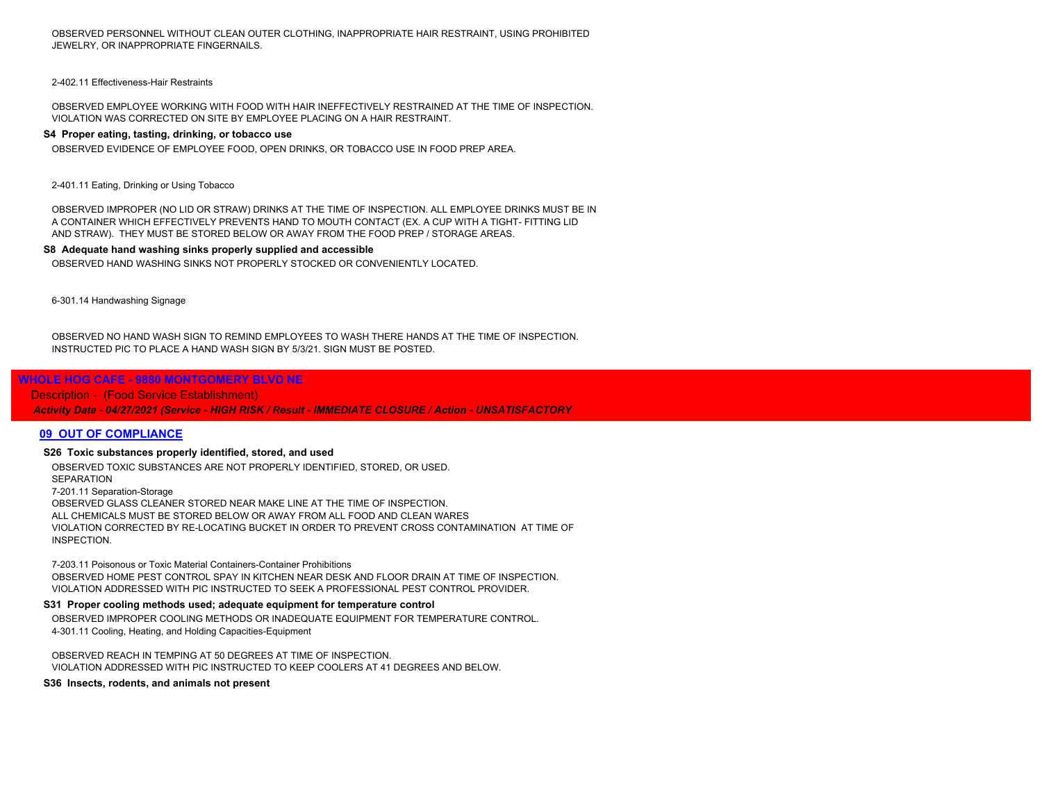OBSERVED PERSONNEL WITHOUT CLEAN OUTER CLOTHING, INAPPROPRIATE HAIR RESTRAINT, USING PROHIBITED JEWELRY, OR INAPPROPRIATE FINGERNAILS.

2-402.11 Effectiveness-Hair Restraints

OBSERVED EMPLOYEE WORKING WITH FOOD WITH HAIR INEFFECTIVELY RESTRAINED AT THE TIME OF INSPECTION. VIOLATION WAS CORRECTED ON SITE BY EMPLOYEE PLACING ON A HAIR RESTRAINT.

**S4 Proper eating, tasting, drinking, or tobacco use**

OBSERVED EVIDENCE OF EMPLOYEE FOOD, OPEN DRINKS, OR TOBACCO USE IN FOOD PREP AREA.

2-401.11 Eating, Drinking or Using Tobacco

OBSERVED IMPROPER (NO LID OR STRAW) DRINKS AT THE TIME OF INSPECTION. ALL EMPLOYEE DRINKS MUST BE IN A CONTAINER WHICH EFFECTIVELY PREVENTS HAND TO MOUTH CONTACT (EX. A CUP WITH A TIGHT- FITTING LID AND STRAW). THEY MUST BE STORED BELOW OR AWAY FROM THE FOOD PREP / STORAGE AREAS.

**S8 Adequate hand washing sinks properly supplied and accessible**

OBSERVED HAND WASHING SINKS NOT PROPERLY STOCKED OR CONVENIENTLY LOCATED.

6-301.14 Handwashing Signage

OBSERVED NO HAND WASH SIGN TO REMIND EMPLOYEES TO WASH THERE HANDS AT THE TIME OF INSPECTION. INSTRUCTED PIC TO PLACE A HAND WASH SIGN BY 5/3/21. SIGN MUST BE POSTED.

## WHOLE HOG CAFE - 9880 MONTGOMERY BLVD NE

Description - (Food Service Establishment)

***Activity Date - 04/27/2021 (Service - HIGH RISK / Result - IMMEDIATE CLOSURE / Action - UNSATISFACTORY***

### 09 OUT OF COMPLIANCE

**S26 Toxic substances properly identified, stored, and used**

OBSERVED TOXIC SUBSTANCES ARE NOT PROPERLY IDENTIFIED, STORED, OR USED.
SEPARATION
7-201.11 Separation-Storage
OBSERVED GLASS CLEANER STORED NEAR MAKE LINE AT THE TIME OF INSPECTION.
ALL CHEMICALS MUST BE STORED BELOW OR AWAY FROM ALL FOOD AND CLEAN WARES
VIOLATION CORRECTED BY RE-LOCATING BUCKET IN ORDER TO PREVENT CROSS CONTAMINATION AT TIME OF INSPECTION.

7-203.11 Poisonous or Toxic Material Containers-Container Prohibitions
OBSERVED HOME PEST CONTROL SPAY IN KITCHEN NEAR DESK AND FLOOR DRAIN AT TIME OF INSPECTION.
VIOLATION ADDRESSED WITH PIC INSTRUCTED TO SEEK A PROFESSIONAL PEST CONTROL PROVIDER.

**S31 Proper cooling methods used; adequate equipment for temperature control**

OBSERVED IMPROPER COOLING METHODS OR INADEQUATE EQUIPMENT FOR TEMPERATURE CONTROL.
4-301.11 Cooling, Heating, and Holding Capacities-Equipment

OBSERVED REACH IN TEMPING AT 50 DEGREES AT TIME OF INSPECTION.
VIOLATION ADDRESSED WITH PIC INSTRUCTED TO KEEP COOLERS AT 41 DEGREES AND BELOW.

**S36 Insects, rodents, and animals not present**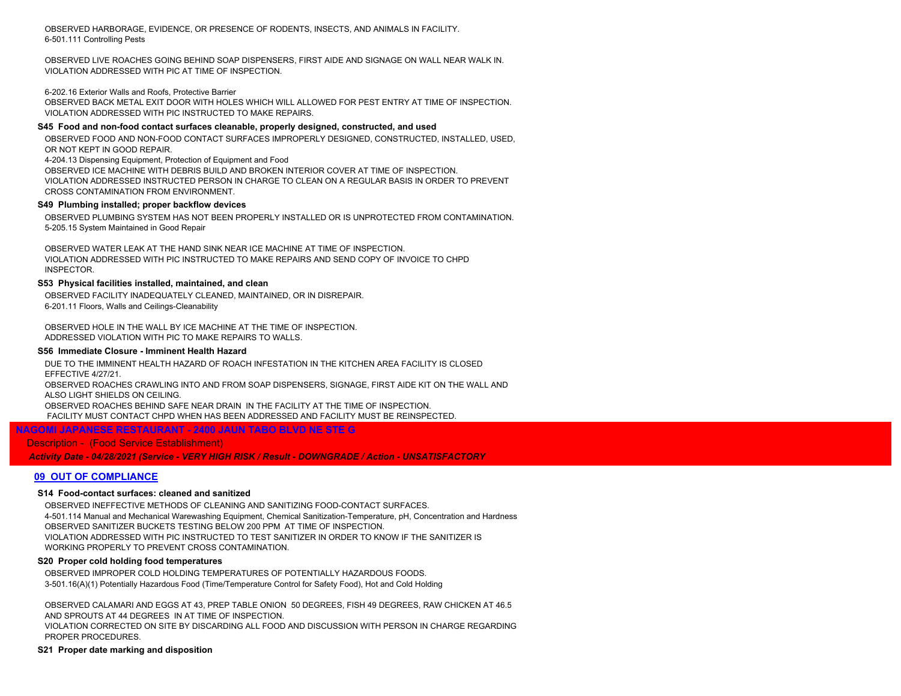OBSERVED HARBORAGE, EVIDENCE, OR PRESENCE OF RODENTS, INSECTS, AND ANIMALS IN FACILITY.
6-501.111 Controlling Pests

OBSERVED LIVE ROACHES GOING BEHIND SOAP DISPENSERS, FIRST AIDE AND SIGNAGE ON WALL NEAR WALK IN.
VIOLATION ADDRESSED WITH PIC AT TIME OF INSPECTION.

6-202.16 Exterior Walls and Roofs, Protective Barrier
OBSERVED BACK METAL EXIT DOOR WITH HOLES WHICH WILL ALLOWED FOR PEST ENTRY AT TIME OF INSPECTION.
VIOLATION ADDRESSED WITH PIC INSTRUCTED TO MAKE REPAIRS.

**S45 Food and non-food contact surfaces cleanable, properly designed, constructed, and used**

OBSERVED FOOD AND NON-FOOD CONTACT SURFACES IMPROPERLY DESIGNED, CONSTRUCTED, INSTALLED, USED, OR NOT KEPT IN GOOD REPAIR.
4-204.13 Dispensing Equipment, Protection of Equipment and Food
OBSERVED ICE MACHINE WITH DEBRIS BUILD AND BROKEN INTERIOR COVER AT TIME OF INSPECTION.
VIOLATION ADDRESSED INSTRUCTED PERSON IN CHARGE TO CLEAN ON A REGULAR BASIS IN ORDER TO PREVENT CROSS CONTAMINATION FROM ENVIRONMENT.

**S49 Plumbing installed; proper backflow devices**

OBSERVED PLUMBING SYSTEM HAS NOT BEEN PROPERLY INSTALLED OR IS UNPROTECTED FROM CONTAMINATION.
5-205.15 System Maintained in Good Repair

OBSERVED WATER LEAK AT THE HAND SINK NEAR ICE MACHINE AT TIME OF INSPECTION.
VIOLATION ADDRESSED WITH PIC INSTRUCTED TO MAKE REPAIRS AND SEND COPY OF INVOICE TO CHPD INSPECTOR.

**S53 Physical facilities installed, maintained, and clean**

OBSERVED FACILITY INADEQUATELY CLEANED, MAINTAINED, OR IN DISREPAIR.
6-201.11 Floors, Walls and Ceilings-Cleanability

OBSERVED HOLE IN THE WALL BY ICE MACHINE AT THE TIME OF INSPECTION.
ADDRESSED VIOLATION WITH PIC TO MAKE REPAIRS TO WALLS.

**S56 Immediate Closure - Imminent Health Hazard**

DUE TO THE IMMINENT HEALTH HAZARD OF ROACH INFESTATION IN THE KITCHEN AREA FACILITY IS CLOSED EFFECTIVE 4/27/21.
OBSERVED ROACHES CRAWLING INTO AND FROM SOAP DISPENSERS, SIGNAGE, FIRST AIDE KIT ON THE WALL AND ALSO LIGHT SHIELDS ON CEILING.
OBSERVED ROACHES BEHIND SAFE NEAR DRAIN IN THE FACILITY AT THE TIME OF INSPECTION.
FACILITY MUST CONTACT CHPD WHEN HAS BEEN ADDRESSED AND FACILITY MUST BE REINSPECTED.

## NAGOMI JAPANESE RESTAURANT - 2400 JAUN TABO BLVD NE STE G

Description - (Food Service Establishment)

*Activity Date - 04/28/2021 (Service - VERY HIGH RISK / Result - DOWNGRADE / Action - UNSATISFACTORY*

### 09 OUT OF COMPLIANCE

**S14 Food-contact surfaces: cleaned and sanitized**

OBSERVED INEFFECTIVE METHODS OF CLEANING AND SANITIZING FOOD-CONTACT SURFACES.
4-501.114 Manual and Mechanical Warewashing Equipment, Chemical Sanitization-Temperature, pH, Concentration and Hardness
OBSERVED SANITIZER BUCKETS TESTING BELOW 200 PPM AT TIME OF INSPECTION.
VIOLATION ADDRESSED WITH PIC INSTRUCTED TO TEST SANITIZER IN ORDER TO KNOW IF THE SANITIZER IS WORKING PROPERLY TO PREVENT CROSS CONTAMINATION.

**S20 Proper cold holding food temperatures**

OBSERVED IMPROPER COLD HOLDING TEMPERATURES OF POTENTIALLY HAZARDOUS FOODS.
3-501.16(A)(1) Potentially Hazardous Food (Time/Temperature Control for Safety Food), Hot and Cold Holding

OBSERVED CALAMARI AND EGGS AT 43, PREP TABLE ONION 50 DEGREES, FISH 49 DEGREES, RAW CHICKEN AT 46.5 AND SPROUTS AT 44 DEGREES IN AT TIME OF INSPECTION.
VIOLATION CORRECTED ON SITE BY DISCARDING ALL FOOD AND DISCUSSION WITH PERSON IN CHARGE REGARDING PROPER PROCEDURES.

**S21 Proper date marking and disposition**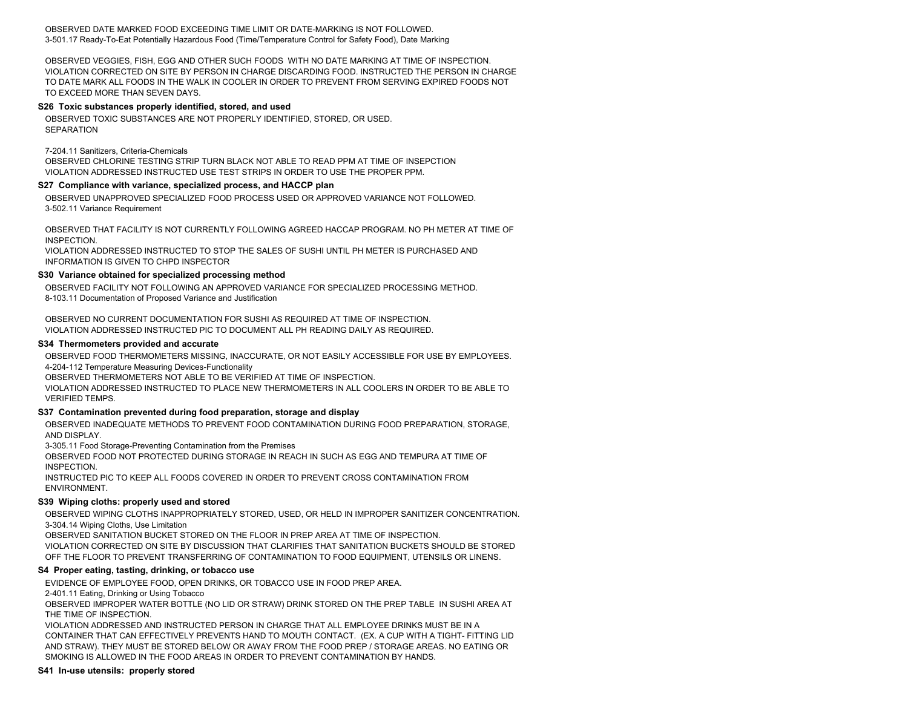OBSERVED DATE MARKED FOOD EXCEEDING TIME LIMIT OR DATE-MARKING IS NOT FOLLOWED.
3-501.17 Ready-To-Eat Potentially Hazardous Food (Time/Temperature Control for Safety Food), Date Marking

OBSERVED VEGGIES, FISH, EGG AND OTHER SUCH FOODS WITH NO DATE MARKING AT TIME OF INSPECTION. VIOLATION CORRECTED ON SITE BY PERSON IN CHARGE DISCARDING FOOD. INSTRUCTED THE PERSON IN CHARGE TO DATE MARK ALL FOODS IN THE WALK IN COOLER IN ORDER TO PREVENT FROM SERVING EXPIRED FOODS NOT TO EXCEED MORE THAN SEVEN DAYS.

**S26 Toxic substances properly identified, stored, and used**

OBSERVED TOXIC SUBSTANCES ARE NOT PROPERLY IDENTIFIED, STORED, OR USED.
SEPARATION

7-204.11 Sanitizers, Criteria-Chemicals
OBSERVED CHLORINE TESTING STRIP TURN BLACK NOT ABLE TO READ PPM AT TIME OF INSEPCTION
VIOLATION ADDRESSED INSTRUCTED USE TEST STRIPS IN ORDER TO USE THE PROPER PPM.

**S27 Compliance with variance, specialized process, and HACCP plan**

OBSERVED UNAPPROVED SPECIALIZED FOOD PROCESS USED OR APPROVED VARIANCE NOT FOLLOWED.
3-502.11 Variance Requirement

OBSERVED THAT FACILITY IS NOT CURRENTLY FOLLOWING AGREED HACCAP PROGRAM. NO PH METER AT TIME OF INSPECTION.
VIOLATION ADDRESSED INSTRUCTED TO STOP THE SALES OF SUSHI UNTIL PH METER IS PURCHASED AND INFORMATION IS GIVEN TO CHPD INSPECTOR

**S30 Variance obtained for specialized processing method**

OBSERVED FACILITY NOT FOLLOWING AN APPROVED VARIANCE FOR SPECIALIZED PROCESSING METHOD.
8-103.11 Documentation of Proposed Variance and Justification

OBSERVED NO CURRENT DOCUMENTATION FOR SUSHI AS REQUIRED AT TIME OF INSPECTION.
VIOLATION ADDRESSED INSTRUCTED PIC TO DOCUMENT ALL PH READING DAILY AS REQUIRED.

**S34 Thermometers provided and accurate**

OBSERVED FOOD THERMOMETERS MISSING, INACCURATE, OR NOT EASILY ACCESSIBLE FOR USE BY EMPLOYEES.
4-204-112 Temperature Measuring Devices-Functionality
OBSERVED THERMOMETERS NOT ABLE TO BE VERIFIED AT TIME OF INSPECTION.
VIOLATION ADDRESSED INSTRUCTED TO PLACE NEW THERMOMETERS IN ALL COOLERS IN ORDER TO BE ABLE TO VERIFIED TEMPS.

**S37 Contamination prevented during food preparation, storage and display**

OBSERVED INADEQUATE METHODS TO PREVENT FOOD CONTAMINATION DURING FOOD PREPARATION, STORAGE, AND DISPLAY.
3-305.11 Food Storage-Preventing Contamination from the Premises
OBSERVED FOOD NOT PROTECTED DURING STORAGE IN REACH IN SUCH AS EGG AND TEMPURA AT TIME OF INSPECTION.
INSTRUCTED PIC TO KEEP ALL FOODS COVERED IN ORDER TO PREVENT CROSS CONTAMINATION FROM ENVIRONMENT.

**S39 Wiping cloths: properly used and stored**

OBSERVED WIPING CLOTHS INAPPROPRIATELY STORED, USED, OR HELD IN IMPROPER SANITIZER CONCENTRATION.
3-304.14 Wiping Cloths, Use Limitation
OBSERVED SANITATION BUCKET STORED ON THE FLOOR IN PREP AREA AT TIME OF INSPECTION.
VIOLATION CORRECTED ON SITE BY DISCUSSION THAT CLARIFIES THAT SANITATION BUCKETS SHOULD BE STORED OFF THE FLOOR TO PREVENT TRANSFERRING OF CONTAMINATION TO FOOD EQUIPMENT, UTENSILS OR LINENS.

**S4 Proper eating, tasting, drinking, or tobacco use**

EVIDENCE OF EMPLOYEE FOOD, OPEN DRINKS, OR TOBACCO USE IN FOOD PREP AREA.
2-401.11 Eating, Drinking or Using Tobacco
OBSERVED IMPROPER WATER BOTTLE (NO LID OR STRAW) DRINK STORED ON THE PREP TABLE IN SUSHI AREA AT THE TIME OF INSPECTION.
VIOLATION ADDRESSED AND INSTRUCTED PERSON IN CHARGE THAT ALL EMPLOYEE DRINKS MUST BE IN A CONTAINER THAT CAN EFFECTIVELY PREVENTS HAND TO MOUTH CONTACT. (EX. A CUP WITH A TIGHT- FITTING LID AND STRAW). THEY MUST BE STORED BELOW OR AWAY FROM THE FOOD PREP / STORAGE AREAS. NO EATING OR SMOKING IS ALLOWED IN THE FOOD AREAS IN ORDER TO PREVENT CONTAMINATION BY HANDS.

**S41 In-use utensils: properly stored**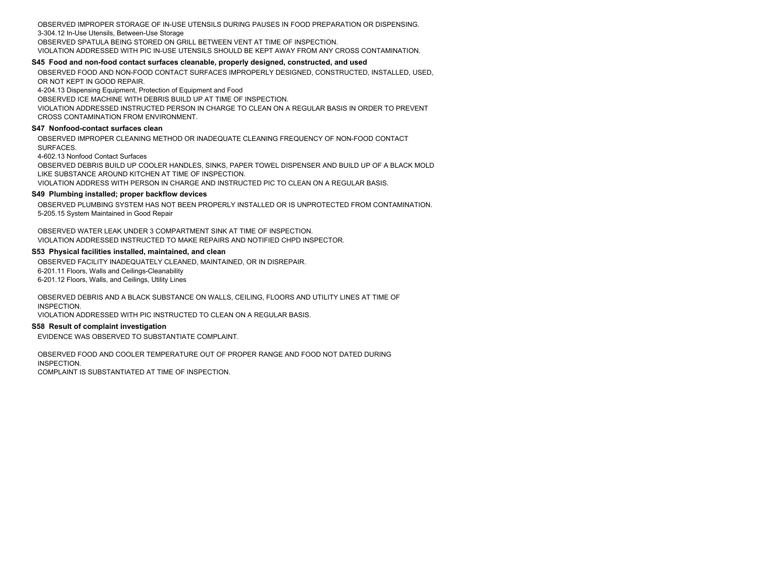OBSERVED IMPROPER STORAGE OF IN-USE UTENSILS DURING PAUSES IN FOOD PREPARATION OR DISPENSING.
3-304.12 In-Use Utensils, Between-Use Storage
OBSERVED SPATULA BEING STORED ON GRILL BETWEEN VENT AT TIME OF INSPECTION.
VIOLATION ADDRESSED WITH PIC IN-USE UTENSILS SHOULD BE KEPT AWAY FROM ANY CROSS CONTAMINATION.

### S45 Food and non-food contact surfaces cleanable, properly designed, constructed, and used

OBSERVED FOOD AND NON-FOOD CONTACT SURFACES IMPROPERLY DESIGNED, CONSTRUCTED, INSTALLED, USED, OR NOT KEPT IN GOOD REPAIR.
4-204.13 Dispensing Equipment, Protection of Equipment and Food
OBSERVED ICE MACHINE WITH DEBRIS BUILD UP AT TIME OF INSPECTION.
VIOLATION ADDRESSED INSTRUCTED PERSON IN CHARGE TO CLEAN ON A REGULAR BASIS IN ORDER TO PREVENT CROSS CONTAMINATION FROM ENVIRONMENT.

### S47 Nonfood-contact surfaces clean

OBSERVED IMPROPER CLEANING METHOD OR INADEQUATE CLEANING FREQUENCY OF NON-FOOD CONTACT SURFACES.
4-602.13 Nonfood Contact Surfaces
OBSERVED DEBRIS BUILD UP COOLER HANDLES, SINKS, PAPER TOWEL DISPENSER AND BUILD UP OF A BLACK MOLD LIKE SUBSTANCE AROUND KITCHEN AT TIME OF INSPECTION.
VIOLATION ADDRESS WITH PERSON IN CHARGE AND INSTRUCTED PIC TO CLEAN ON A REGULAR BASIS.

### S49 Plumbing installed; proper backflow devices

OBSERVED PLUMBING SYSTEM HAS NOT BEEN PROPERLY INSTALLED OR IS UNPROTECTED FROM CONTAMINATION.
5-205.15 System Maintained in Good Repair

OBSERVED WATER LEAK UNDER 3 COMPARTMENT SINK AT TIME OF INSPECTION.
VIOLATION ADDRESSED INSTRUCTED TO MAKE REPAIRS AND NOTIFIED CHPD INSPECTOR.

### S53 Physical facilities installed, maintained, and clean

OBSERVED FACILITY INADEQUATELY CLEANED, MAINTAINED, OR IN DISREPAIR.
6-201.11 Floors, Walls and Ceilings-Cleanability
6-201.12 Floors, Walls, and Ceilings, Utility Lines

OBSERVED DEBRIS AND A BLACK SUBSTANCE ON WALLS, CEILING, FLOORS AND UTILITY LINES AT TIME OF INSPECTION.
VIOLATION ADDRESSED WITH PIC INSTRUCTED TO CLEAN ON A REGULAR BASIS.

### S58 Result of complaint investigation

EVIDENCE WAS OBSERVED TO SUBSTANTIATE COMPLAINT.

OBSERVED FOOD AND COOLER TEMPERATURE OUT OF PROPER RANGE AND FOOD NOT DATED DURING INSPECTION.
COMPLAINT IS SUBSTANTIATED AT TIME OF INSPECTION.